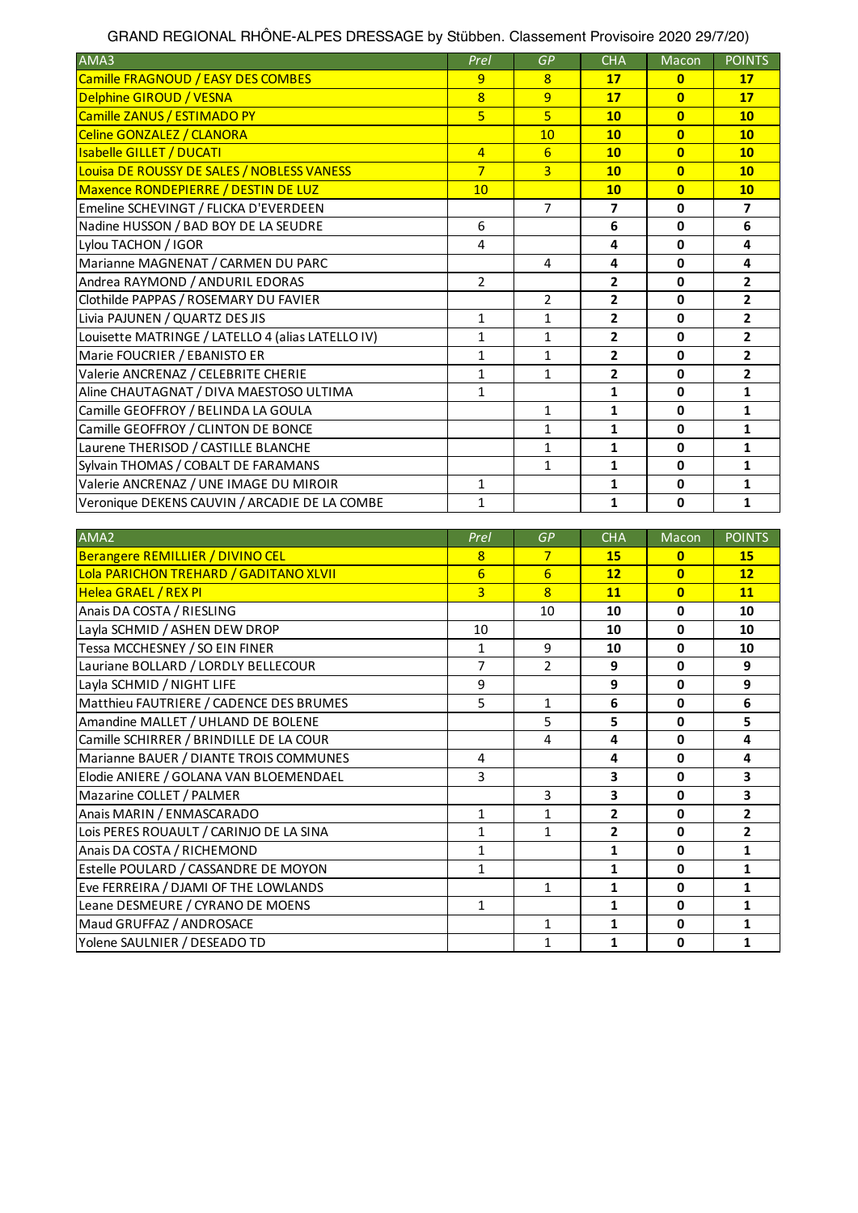GRAND REGIONAL RHÔNE-ALPES DRESSAGE by Stübben. Classement Provisoire 2020 29/7/20)

| AMA3 | Prel | GP | CHA | Macon | POINTS |
|---|---|---|---|---|---|
| Camille FRAGNOUD / EASY DES COMBES | 9 | 8 | **17** | **0** | **17** |
| Delphine GIROUD / VESNA | 8 | 9 | **17** | **0** | **17** |
| Camille ZANUS / ESTIMADO PY | 5 | 5 | **10** | **0** | **10** |
| Celine GONZALEZ / CLANORA | | 10 | **10** | **0** | **10** |
| Isabelle GILLET / DUCATI | 4 | 6 | **10** | **0** | **10** |
| Louisa DE ROUSSY DE SALES / NOBLESS VANESS | 7 | 3 | **10** | **0** | **10** |
| Maxence RONDEPIERRE / DESTIN DE LUZ | 10 | | **10** | **0** | **10** |
| Emeline SCHEVINGT / FLICKA D'EVERDEEN | | 7 | **7** | **0** | **7** |
| Nadine HUSSON / BAD BOY DE LA SEUDRE | 6 | | **6** | **0** | **6** |
| Lylou TACHON / IGOR | 4 | | **4** | **0** | **4** |
| Marianne MAGNENAT / CARMEN DU PARC | | 4 | **4** | **0** | **4** |
| Andrea RAYMOND / ANDURIL EDORAS | 2 | | **2** | **0** | **2** |
| Clothilde PAPPAS / ROSEMARY DU FAVIER | | 2 | **2** | **0** | **2** |
| Livia PAJUNEN / QUARTZ DES JIS | 1 | 1 | **2** | **0** | **2** |
| Louisette MATRINGE / LATELLO 4 (alias LATELLO IV) | 1 | 1 | **2** | **0** | **2** |
| Marie FOUCRIER / EBANISTO ER | 1 | 1 | **2** | **0** | **2** |
| Valerie ANCRENAZ / CELEBRITE CHERIE | 1 | 1 | **2** | **0** | **2** |
| Aline CHAUTAGNAT / DIVA MAESTOSO ULTIMA | 1 | | **1** | **0** | **1** |
| Camille GEOFFROY / BELINDA LA GOULA | | 1 | **1** | **0** | **1** |
| Camille GEOFFROY / CLINTON DE BONCE | | 1 | **1** | **0** | **1** |
| Laurene THERISOD / CASTILLE BLANCHE | | 1 | **1** | **0** | **1** |
| Sylvain THOMAS / COBALT DE FARAMANS | | 1 | **1** | **0** | **1** |
| Valerie ANCRENAZ / UNE IMAGE DU MIROIR | 1 | | **1** | **0** | **1** |
| Veronique DEKENS CAUVIN / ARCADIE DE LA COMBE | 1 | | **1** | **0** | **1** |

| AMA2 | Prel | GP | CHA | Macon | POINTS |
|---|---|---|---|---|---|
| Berangere REMILLIER / DIVINO CEL | 8 | 7 | **15** | **0** | **15** |
| Lola PARICHON TREHARD / GADITANO XLVII | 6 | 6 | **12** | **0** | **12** |
| Helea GRAEL / REX PI | 3 | 8 | **11** | **0** | **11** |
| Anais DA COSTA / RIESLING | | 10 | **10** | **0** | **10** |
| Layla SCHMID / ASHEN DEW DROP | 10 | | **10** | **0** | **10** |
| Tessa MCCHESNEY / SO EIN FINER | 1 | 9 | **10** | **0** | **10** |
| Lauriane BOLLARD / LORDLY BELLECOUR | 7 | 2 | **9** | **0** | **9** |
| Layla SCHMID / NIGHT LIFE | 9 | | **9** | **0** | **9** |
| Matthieu FAUTRIERE / CADENCE DES BRUMES | 5 | 1 | **6** | **0** | **6** |
| Amandine MALLET / UHLAND DE BOLENE | | 5 | **5** | **0** | **5** |
| Camille SCHIRRER / BRINDILLE DE LA COUR | | 4 | **4** | **0** | **4** |
| Marianne BAUER / DIANTE TROIS COMMUNES | 4 | | **4** | **0** | **4** |
| Elodie ANIERE / GOLANA VAN BLOEMENDAEL | 3 | | **3** | **0** | **3** |
| Mazarine COLLET / PALMER | | 3 | **3** | **0** | **3** |
| Anais MARIN / ENMASCARADO | 1 | 1 | **2** | **0** | **2** |
| Lois PERES ROUAULT / CARINJO DE LA SINA | 1 | 1 | **2** | **0** | **2** |
| Anais DA COSTA / RICHEMOND | 1 | | **1** | **0** | **1** |
| Estelle POULARD / CASSANDRE DE MOYON | 1 | | **1** | **0** | **1** |
| Eve FERREIRA / DJAMI OF THE LOWLANDS | | 1 | **1** | **0** | **1** |
| Leane DESMEURE / CYRANO DE MOENS | 1 | | **1** | **0** | **1** |
| Maud GRUFFAZ / ANDROSACE | | 1 | **1** | **0** | **1** |
| Yolene SAULNIER / DESEADO TD | | 1 | **1** | **0** | **1** |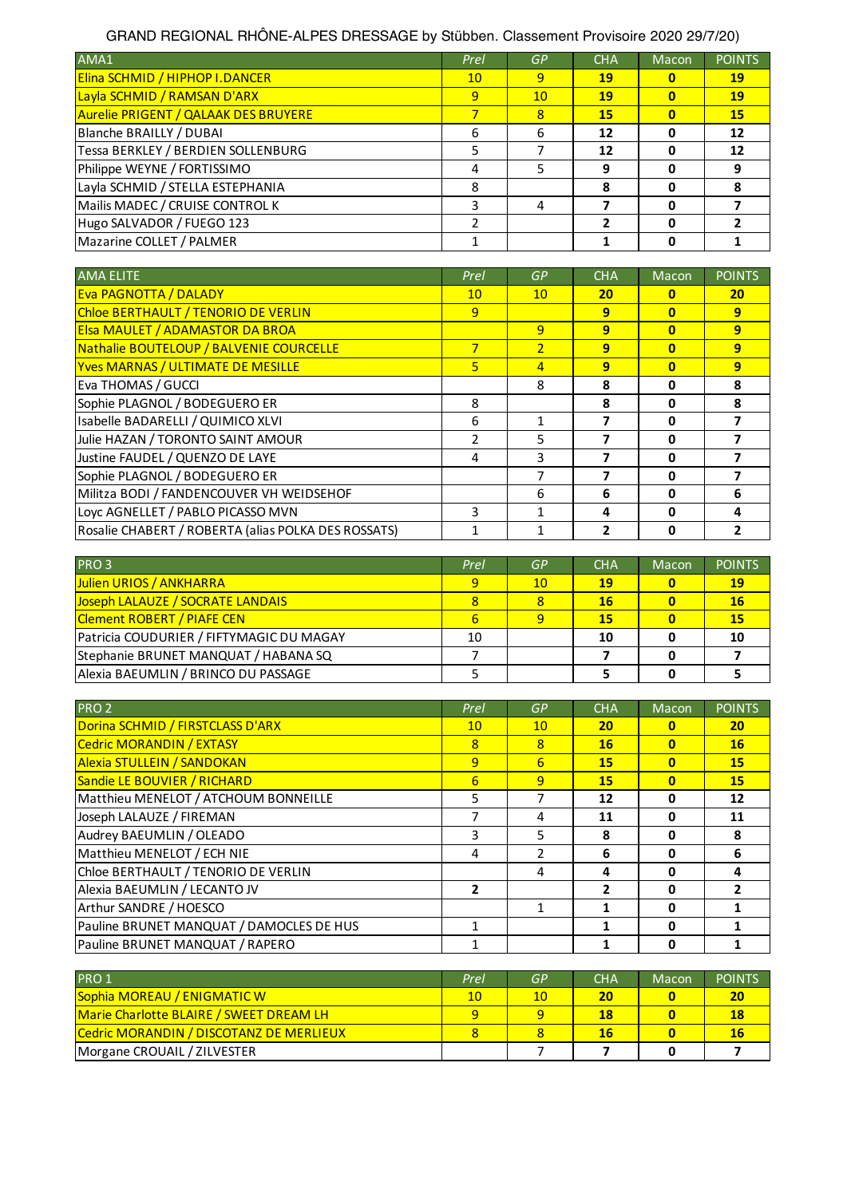GRAND REGIONAL RHÔNE-ALPES DRESSAGE by Stübben. Classement Provisoire 2020 29/7/20)

| AMA1 | Prel | GP | CHA | Macon | POINTS |
|---|---|---|---|---|---|
| Elina SCHMID / HIPHOP I.DANCER | 10 | 9 | 19 | 0 | 19 |
| Layla SCHMID / RAMSAN D'ARX | 9 | 10 | 19 | 0 | 19 |
| Aurelie PRIGENT / QALAAK DES BRUYERE | 7 | 8 | 15 | 0 | 15 |
| Blanche BRAILLY / DUBAI | 6 | 6 | 12 | 0 | 12 |
| Tessa BERKLEY / BERDIEN SOLLENBURG | 5 | 7 | 12 | 0 | 12 |
| Philippe WEYNE / FORTISSIMO | 4 | 5 | 9 | 0 | 9 |
| Layla SCHMID / STELLA ESTEPHANIA | 8 | | 8 | 0 | 8 |
| Mailis MADEC / CRUISE CONTROL K | 3 | 4 | 7 | 0 | 7 |
| Hugo SALVADOR / FUEGO 123 | 2 | | 2 | 0 | 2 |
| Mazarine COLLET / PALMER | 1 | | 1 | 0 | 1 |

| AMA ELITE | Prel | GP | CHA | Macon | POINTS |
|---|---|---|---|---|---|
| Eva PAGNOTTA / DALADY | 10 | 10 | 20 | 0 | 20 |
| Chloe BERTHAULT / TENORIO DE VERLIN | 9 | | 9 | 0 | 9 |
| Elsa MAULET / ADAMASTOR DA BROA | | 9 | 9 | 0 | 9 |
| Nathalie BOUTELOUP / BALVENIE COURCELLE | 7 | 2 | 9 | 0 | 9 |
| Yves MARNAS / ULTIMATE DE MESILLE | 5 | 4 | 9 | 0 | 9 |
| Eva THOMAS / GUCCI | | 8 | 8 | 0 | 8 |
| Sophie PLAGNOL / BODEGUERO ER | 8 | | 8 | 0 | 8 |
| Isabelle BADARELLI / QUIMICO XLVI | 6 | 1 | 7 | 0 | 7 |
| Julie HAZAN / TORONTO SAINT AMOUR | 2 | 5 | 7 | 0 | 7 |
| Justine FAUDEL / QUENZO DE LAYE | 4 | 3 | 7 | 0 | 7 |
| Sophie PLAGNOL / BODEGUERO ER | | 7 | 7 | 0 | 7 |
| Militza BODI / FANDENCOUVER VH WEIDSEHOF | | 6 | 6 | 0 | 6 |
| Loyc AGNELLET / PABLO PICASSO MVN | 3 | 1 | 4 | 0 | 4 |
| Rosalie CHABERT / ROBERTA (alias POLKA DES ROSSATS) | 1 | 1 | 2 | 0 | 2 |

| PRO 3 | Prel | GP | CHA | Macon | POINTS |
|---|---|---|---|---|---|
| Julien URIOS / ANKHARRA | 9 | 10 | 19 | 0 | 19 |
| Joseph LALAUZE / SOCRATE LANDAIS | 8 | 8 | 16 | 0 | 16 |
| Clement ROBERT / PIAFE CEN | 6 | 9 | 15 | 0 | 15 |
| Patricia COUDURIER / FIFTYMAGIC DU MAGAY | 10 | | 10 | 0 | 10 |
| Stephanie BRUNET MANQUAT / HABANA SQ | 7 | | 7 | 0 | 7 |
| Alexia BAEUMLIN / BRINCO DU PASSAGE | 5 | | 5 | 0 | 5 |

| PRO 2 | Prel | GP | CHA | Macon | POINTS |
|---|---|---|---|---|---|
| Dorina SCHMID / FIRSTCLASS D'ARX | 10 | 10 | 20 | 0 | 20 |
| Cedric MORANDIN / EXTASY | 8 | 8 | 16 | 0 | 16 |
| Alexia STULLEIN / SANDOKAN | 9 | 6 | 15 | 0 | 15 |
| Sandie LE BOUVIER / RICHARD | 6 | 9 | 15 | 0 | 15 |
| Matthieu MENELOT / ATCHOUM BONNEILLE | 5 | 7 | 12 | 0 | 12 |
| Joseph LALAUZE / FIREMAN | 7 | 4 | 11 | 0 | 11 |
| Audrey BAEUMLIN / OLEADO | 3 | 5 | 8 | 0 | 8 |
| Matthieu MENELOT / ECH NIE | 4 | 2 | 6 | 0 | 6 |
| Chloe BERTHAULT / TENORIO DE VERLIN | | 4 | 4 | 0 | 4 |
| Alexia BAEUMLIN / LECANTO JV | **2** | | 2 | 0 | 2 |
| Arthur SANDRE / HOESCO | | 1 | 1 | 0 | 1 |
| Pauline BRUNET MANQUAT / DAMOCLES DE HUS | 1 | | 1 | 0 | 1 |
| Pauline BRUNET MANQUAT / RAPERO | 1 | | 1 | 0 | 1 |

| PRO 1 | Prel | GP | CHA | Macon | POINTS |
|---|---|---|---|---|---|
| Sophia MOREAU / ENIGMATIC W | 10 | 10 | 20 | 0 | 20 |
| Marie Charlotte BLAIRE / SWEET DREAM LH | 9 | 9 | 18 | 0 | 18 |
| Cedric MORANDIN / DISCOTANZ DE MERLIEUX | 8 | 8 | 16 | 0 | 16 |
| Morgane CROUAIL / ZILVESTER | | 7 | 7 | 0 | 7 |